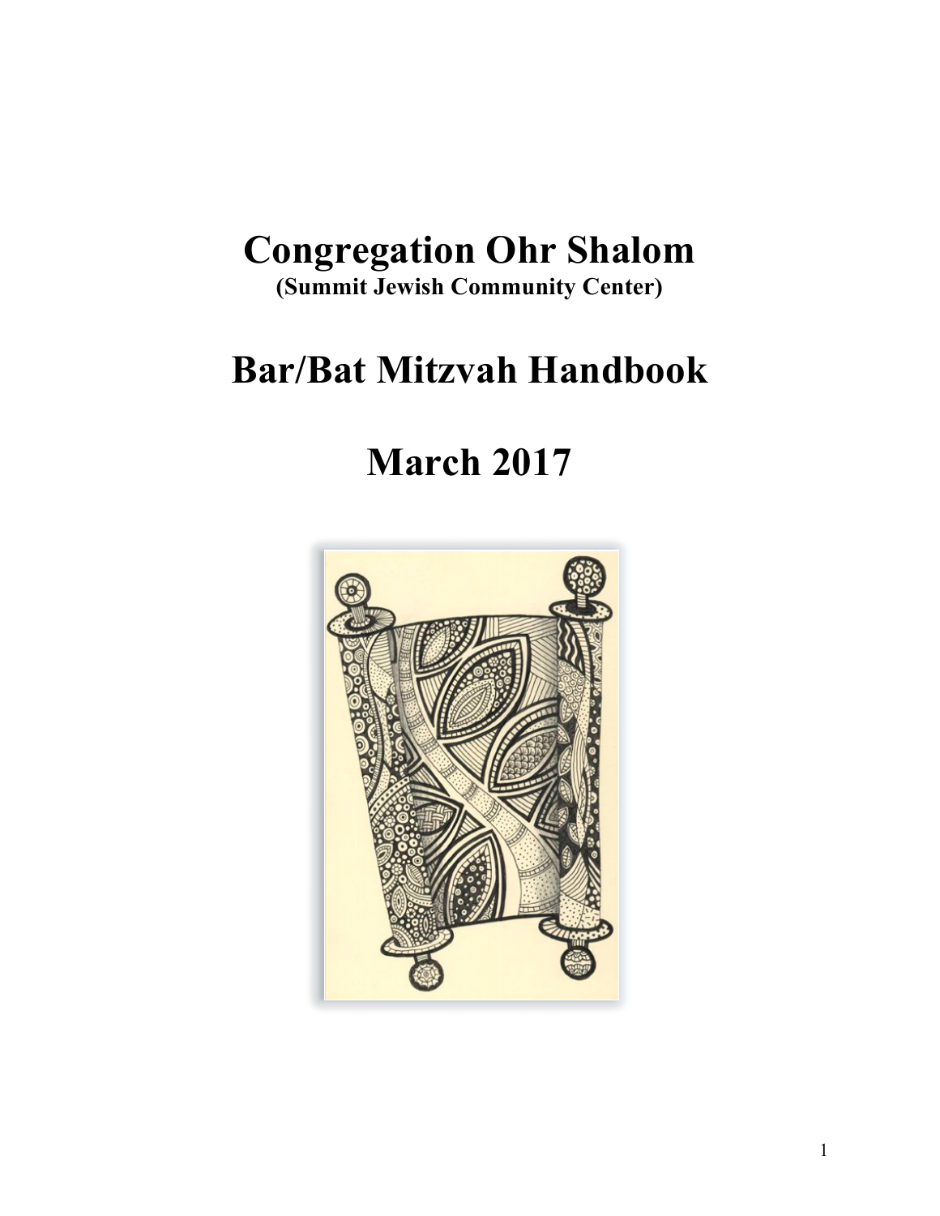# Congregation Ohr Shalom

**(Summit Jewish Community Center)**

# Bar/Bat Mitzvah Handbook

# March 2017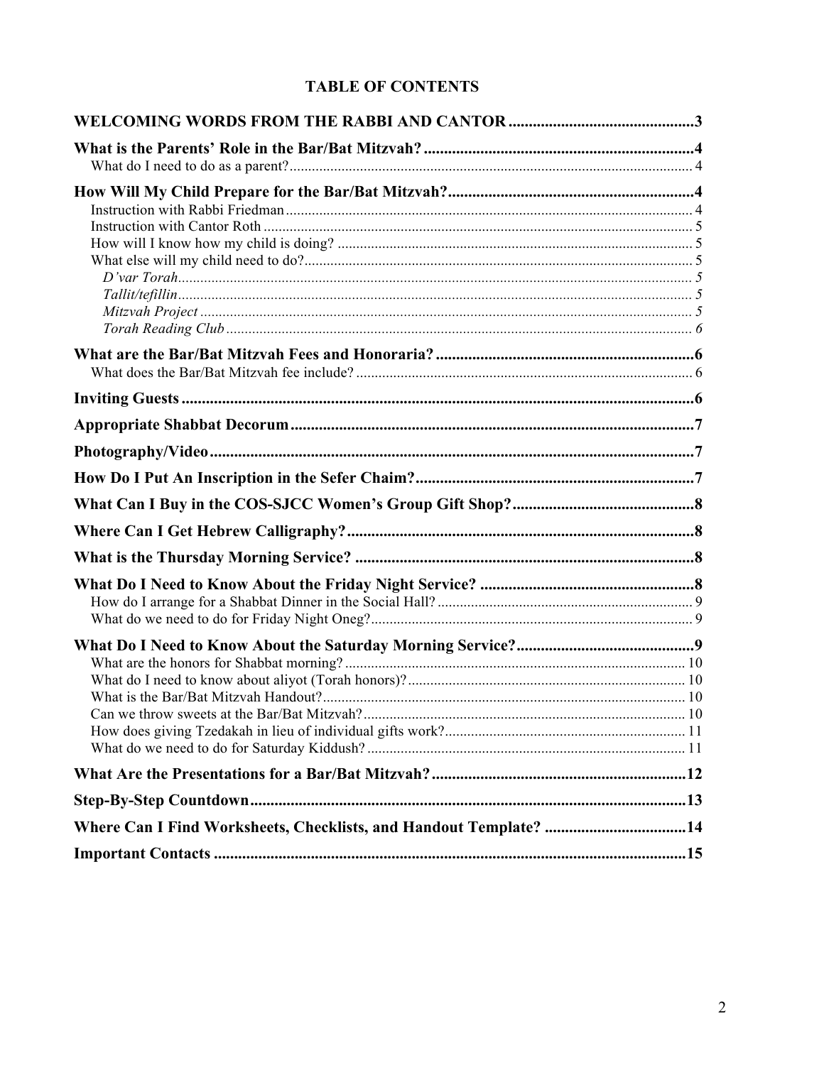# TABLE OF CONTENTS

**WELCOMING WORDS FROM THE RABBI AND CANTOR** .......... 3

**What is the Parents' Role in the Bar/Bat Mitzvah?** .......... 4
- What do I need to do as a parent? .......... 4

**How Will My Child Prepare for the Bar/Bat Mitzvah?** .......... 4
- Instruction with Rabbi Friedman .......... 4
- Instruction with Cantor Roth .......... 5
- How will I know how my child is doing? .......... 5
- What else will my child need to do? .......... 5
  - *D'var Torah* .......... 5
  - *Tallit/tefillin* .......... 5
  - *Mitzvah Project* .......... 5
  - *Torah Reading Club* .......... 6

**What are the Bar/Bat Mitzvah Fees and Honoraria?** .......... 6
- What does the Bar/Bat Mitzvah fee include? .......... 6

**Inviting Guests** .......... 6

**Appropriate Shabbat Decorum** .......... 7

**Photography/Video** .......... 7

**How Do I Put An Inscription in the Sefer Chaim?** .......... 7

**What Can I Buy in the COS-SJCC Women's Group Gift Shop?** .......... 8

**Where Can I Get Hebrew Calligraphy?** .......... 8

**What is the Thursday Morning Service?** .......... 8

**What Do I Need to Know About the Friday Night Service?** .......... 8
- How do I arrange for a Shabbat Dinner in the Social Hall? .......... 9
- What do we need to do for Friday Night Oneg? .......... 9

**What Do I Need to Know About the Saturday Morning Service?** .......... 9
- What are the honors for Shabbat morning? .......... 10
- What do I need to know about aliyot (Torah honors)? .......... 10
- What is the Bar/Bat Mitzvah Handout? .......... 10
- Can we throw sweets at the Bar/Bat Mitzvah? .......... 10
- How does giving Tzedakah in lieu of individual gifts work? .......... 11
- What do we need to do for Saturday Kiddush? .......... 11

**What Are the Presentations for a Bar/Bat Mitzvah?** .......... 12

**Step-By-Step Countdown** .......... 13

**Where Can I Find Worksheets, Checklists, and Handout Template?** .......... 14

**Important Contacts** .......... 15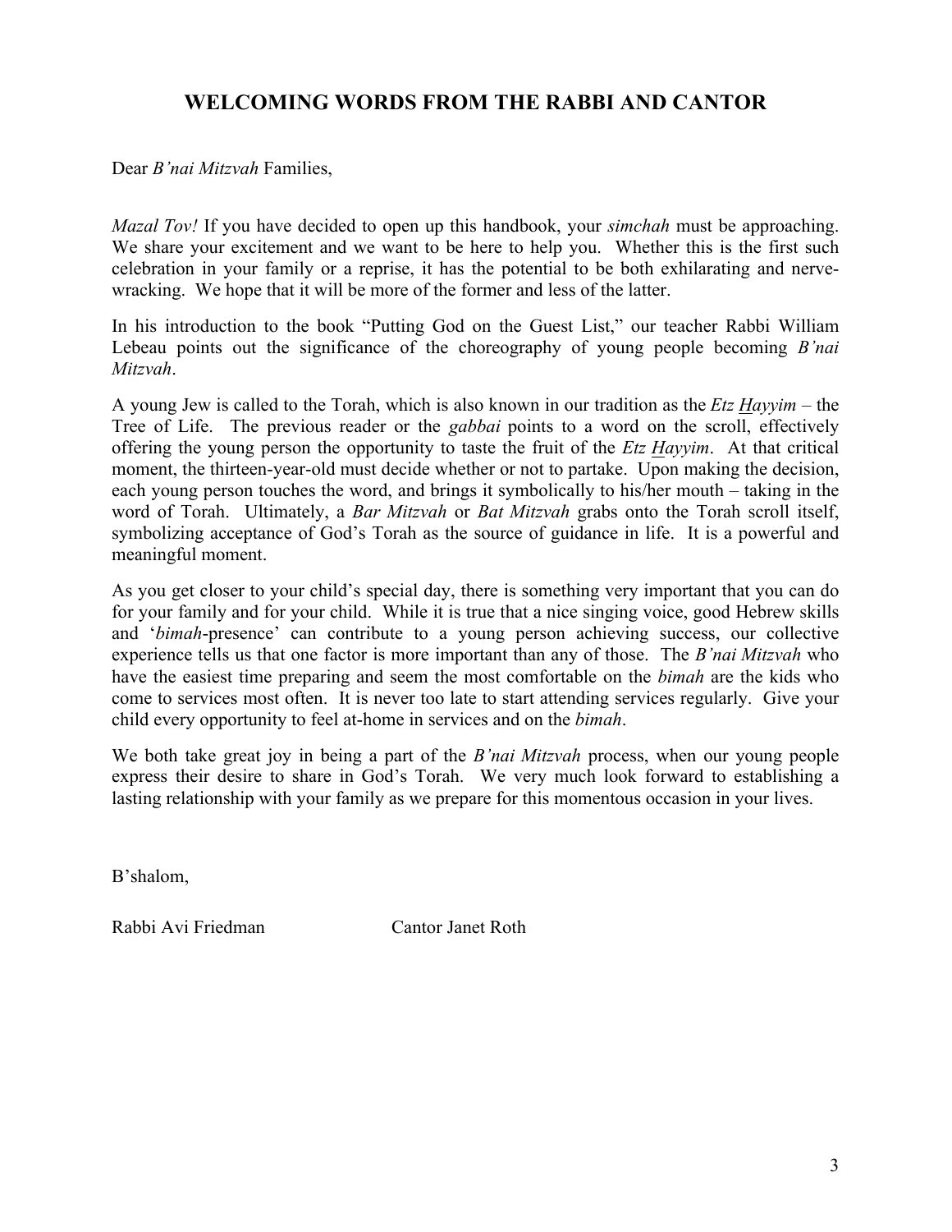# WELCOMING WORDS FROM THE RABBI AND CANTOR

Dear *B'nai Mitzvah* Families,

*Mazal Tov!* If you have decided to open up this handbook, your *simchah* must be approaching. We share your excitement and we want to be here to help you. Whether this is the first such celebration in your family or a reprise, it has the potential to be both exhilarating and nerve-wracking. We hope that it will be more of the former and less of the latter.

In his introduction to the book "Putting God on the Guest List," our teacher Rabbi William Lebeau points out the significance of the choreography of young people becoming *B'nai Mitzvah*.

A young Jew is called to the Torah, which is also known in our tradition as the *Etz Hayyim* – the Tree of Life. The previous reader or the *gabbai* points to a word on the scroll, effectively offering the young person the opportunity to taste the fruit of the *Etz Hayyim*. At that critical moment, the thirteen-year-old must decide whether or not to partake. Upon making the decision, each young person touches the word, and brings it symbolically to his/her mouth – taking in the word of Torah. Ultimately, a *Bar Mitzvah* or *Bat Mitzvah* grabs onto the Torah scroll itself, symbolizing acceptance of God's Torah as the source of guidance in life. It is a powerful and meaningful moment.

As you get closer to your child's special day, there is something very important that you can do for your family and for your child. While it is true that a nice singing voice, good Hebrew skills and '*bimah*-presence' can contribute to a young person achieving success, our collective experience tells us that one factor is more important than any of those. The *B'nai Mitzvah* who have the easiest time preparing and seem the most comfortable on the *bimah* are the kids who come to services most often. It is never too late to start attending services regularly. Give your child every opportunity to feel at-home in services and on the *bimah*.

We both take great joy in being a part of the *B'nai Mitzvah* process, when our young people express their desire to share in God's Torah. We very much look forward to establishing a lasting relationship with your family as we prepare for this momentous occasion in your lives.

B'shalom,

Rabbi Avi Friedman　　　　Cantor Janet Roth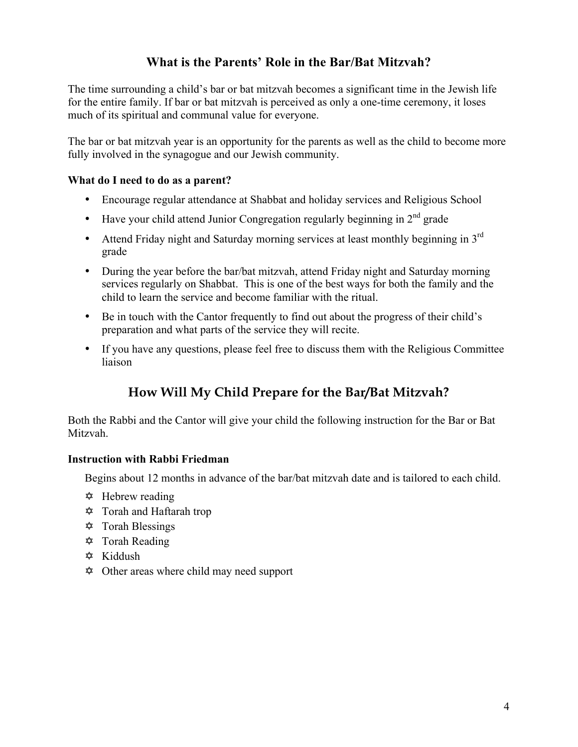## What is the Parents' Role in the Bar/Bat Mitzvah?

The time surrounding a child's bar or bat mitzvah becomes a significant time in the Jewish life for the entire family. If bar or bat mitzvah is perceived as only a one-time ceremony, it loses much of its spiritual and communal value for everyone.

The bar or bat mitzvah year is an opportunity for the parents as well as the child to become more fully involved in the synagogue and our Jewish community.

**What do I need to do as a parent?**

- Encourage regular attendance at Shabbat and holiday services and Religious School
- Have your child attend Junior Congregation regularly beginning in 2nd grade
- Attend Friday night and Saturday morning services at least monthly beginning in 3rd grade
- During the year before the bar/bat mitzvah, attend Friday night and Saturday morning services regularly on Shabbat. This is one of the best ways for both the family and the child to learn the service and become familiar with the ritual.
- Be in touch with the Cantor frequently to find out about the progress of their child's preparation and what parts of the service they will recite.
- If you have any questions, please feel free to discuss them with the Religious Committee liaison

## How Will My Child Prepare for the Bar/Bat Mitzvah?

Both the Rabbi and the Cantor will give your child the following instruction for the Bar or Bat Mitzvah.

**Instruction with Rabbi Friedman**

Begins about 12 months in advance of the bar/bat mitzvah date and is tailored to each child.

- ✡ Hebrew reading
- ✡ Torah and Haftarah trop
- ✡ Torah Blessings
- ✡ Torah Reading
- ✡ Kiddush
- ✡ Other areas where child may need support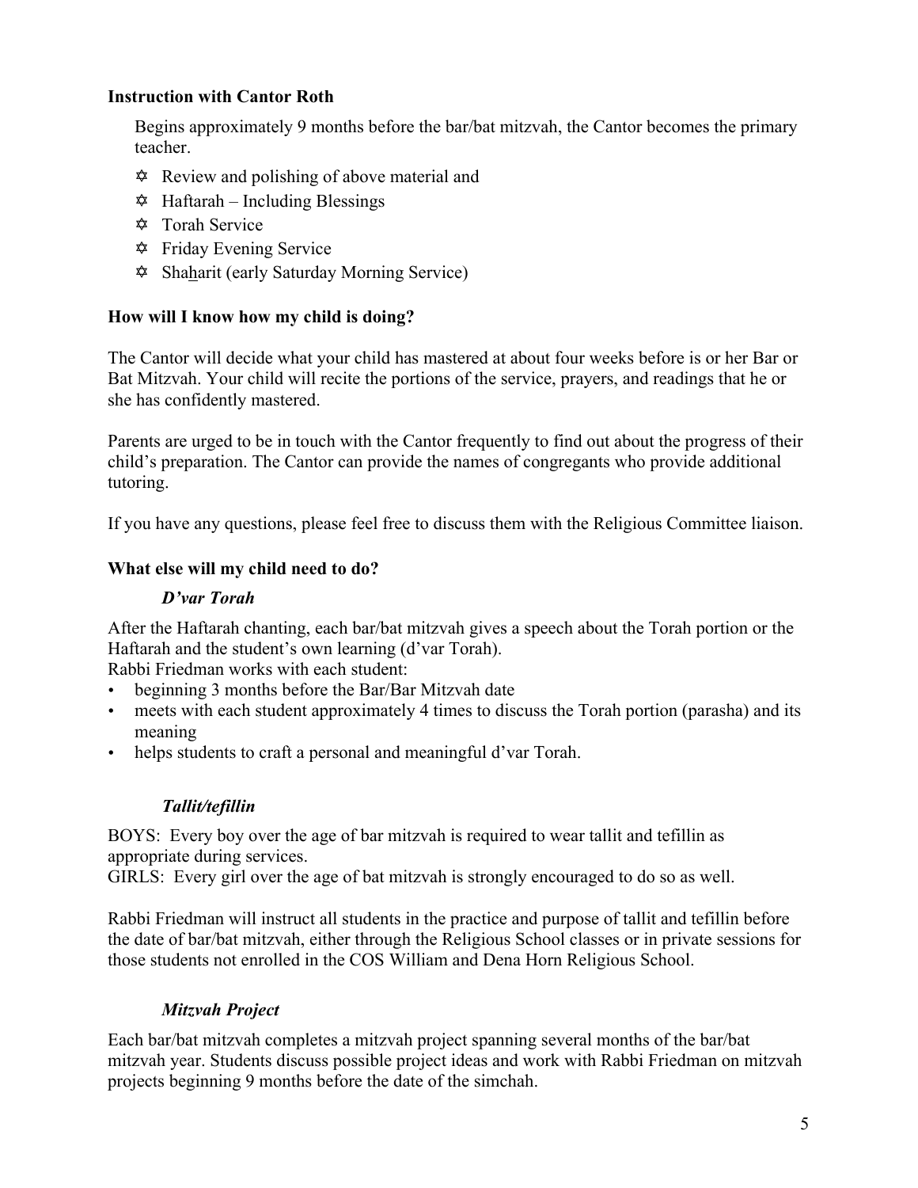**Instruction with Cantor Roth**

Begins approximately 9 months before the bar/bat mitzvah, the Cantor becomes the primary teacher.

- ✡ Review and polishing of above material and
- ✡ Haftarah – Including Blessings
- ✡ Torah Service
- ✡ Friday Evening Service
- ✡ Sha<u>h</u>arit (early Saturday Morning Service)

**How will I know how my child is doing?**

The Cantor will decide what your child has mastered at about four weeks before is or her Bar or Bat Mitzvah. Your child will recite the portions of the service, prayers, and readings that he or she has confidently mastered.

Parents are urged to be in touch with the Cantor frequently to find out about the progress of their child's preparation. The Cantor can provide the names of congregants who provide additional tutoring.

If you have any questions, please feel free to discuss them with the Religious Committee liaison.

**What else will my child need to do?**

***D'var Torah***

After the Haftarah chanting, each bar/bat mitzvah gives a speech about the Torah portion or the Haftarah and the student's own learning (d'var Torah).
Rabbi Friedman works with each student:

- beginning 3 months before the Bar/Bar Mitzvah date
- meets with each student approximately 4 times to discuss the Torah portion (parasha) and its meaning
- helps students to craft a personal and meaningful d'var Torah.

***Tallit/tefillin***

BOYS: Every boy over the age of bar mitzvah is required to wear tallit and tefillin as appropriate during services.
GIRLS: Every girl over the age of bat mitzvah is strongly encouraged to do so as well.

Rabbi Friedman will instruct all students in the practice and purpose of tallit and tefillin before the date of bar/bat mitzvah, either through the Religious School classes or in private sessions for those students not enrolled in the COS William and Dena Horn Religious School.

***Mitzvah Project***

Each bar/bat mitzvah completes a mitzvah project spanning several months of the bar/bat mitzvah year. Students discuss possible project ideas and work with Rabbi Friedman on mitzvah projects beginning 9 months before the date of the simchah.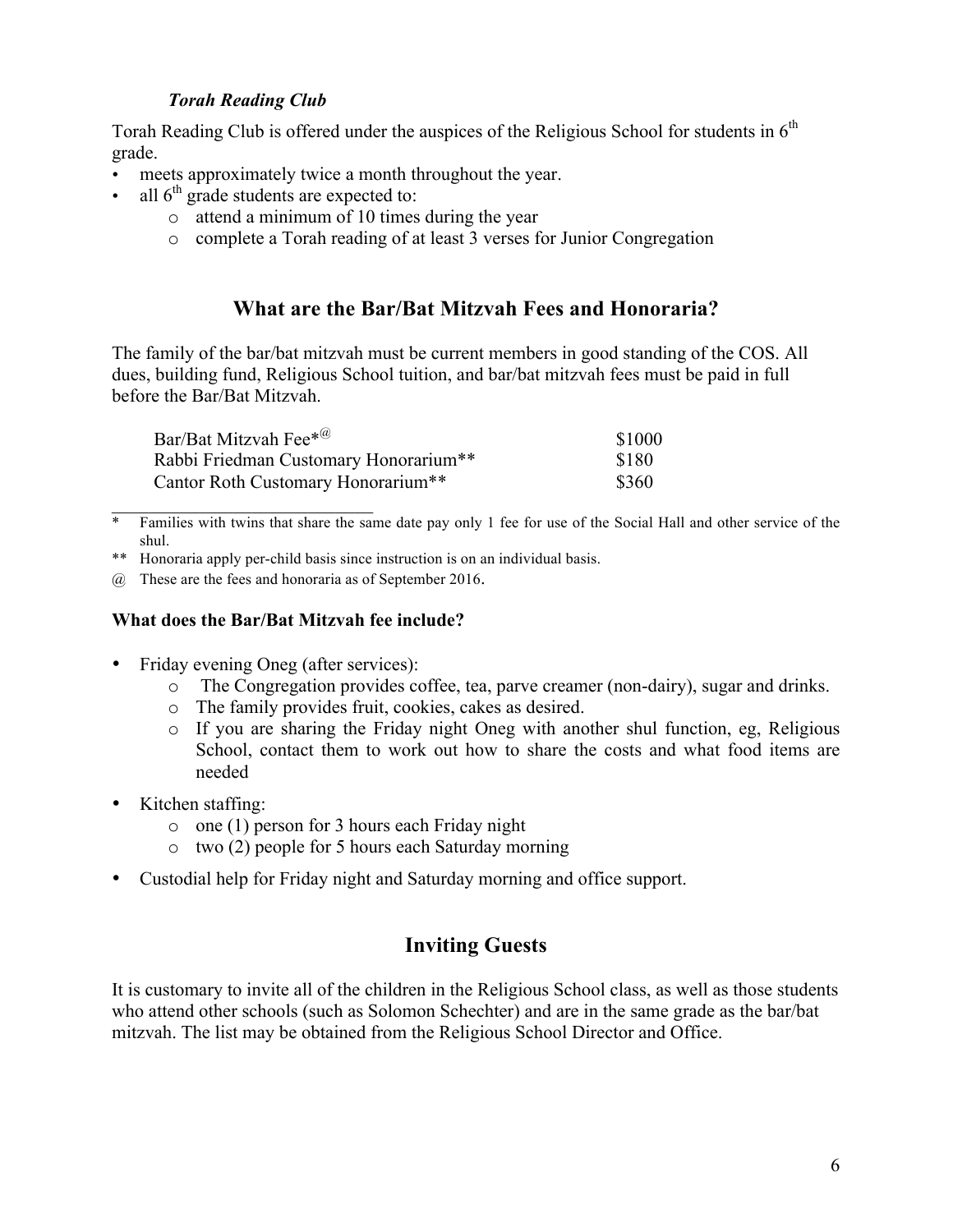### *Torah Reading Club*

Torah Reading Club is offered under the auspices of the Religious School for students in 6th grade.

- meets approximately twice a month throughout the year.
- all 6th grade students are expected to:
  - attend a minimum of 10 times during the year
  - complete a Torah reading of at least 3 verses for Junior Congregation

## What are the Bar/Bat Mitzvah Fees and Honoraria?

The family of the bar/bat mitzvah must be current members in good standing of the COS. All dues, building fund, Religious School tuition, and bar/bat mitzvah fees must be paid in full before the Bar/Bat Mitzvah.

| | |
|---|---|
| Bar/Bat Mitzvah Fee*@ | $1000 |
| Rabbi Friedman Customary Honorarium** | $180 |
| Cantor Roth Customary Honorarium** | $360 |

\* Families with twins that share the same date pay only 1 fee for use of the Social Hall and other service of the shul.

** Honoraria apply per-child basis since instruction is on an individual basis.

@ These are the fees and honoraria as of September 2016.

**What does the Bar/Bat Mitzvah fee include?**

- Friday evening Oneg (after services):
  - The Congregation provides coffee, tea, parve creamer (non-dairy), sugar and drinks.
  - The family provides fruit, cookies, cakes as desired.
  - If you are sharing the Friday night Oneg with another shul function, eg, Religious School, contact them to work out how to share the costs and what food items are needed
- Kitchen staffing:
  - one (1) person for 3 hours each Friday night
  - two (2) people for 5 hours each Saturday morning
- Custodial help for Friday night and Saturday morning and office support.

## Inviting Guests

It is customary to invite all of the children in the Religious School class, as well as those students who attend other schools (such as Solomon Schechter) and are in the same grade as the bar/bat mitzvah. The list may be obtained from the Religious School Director and Office.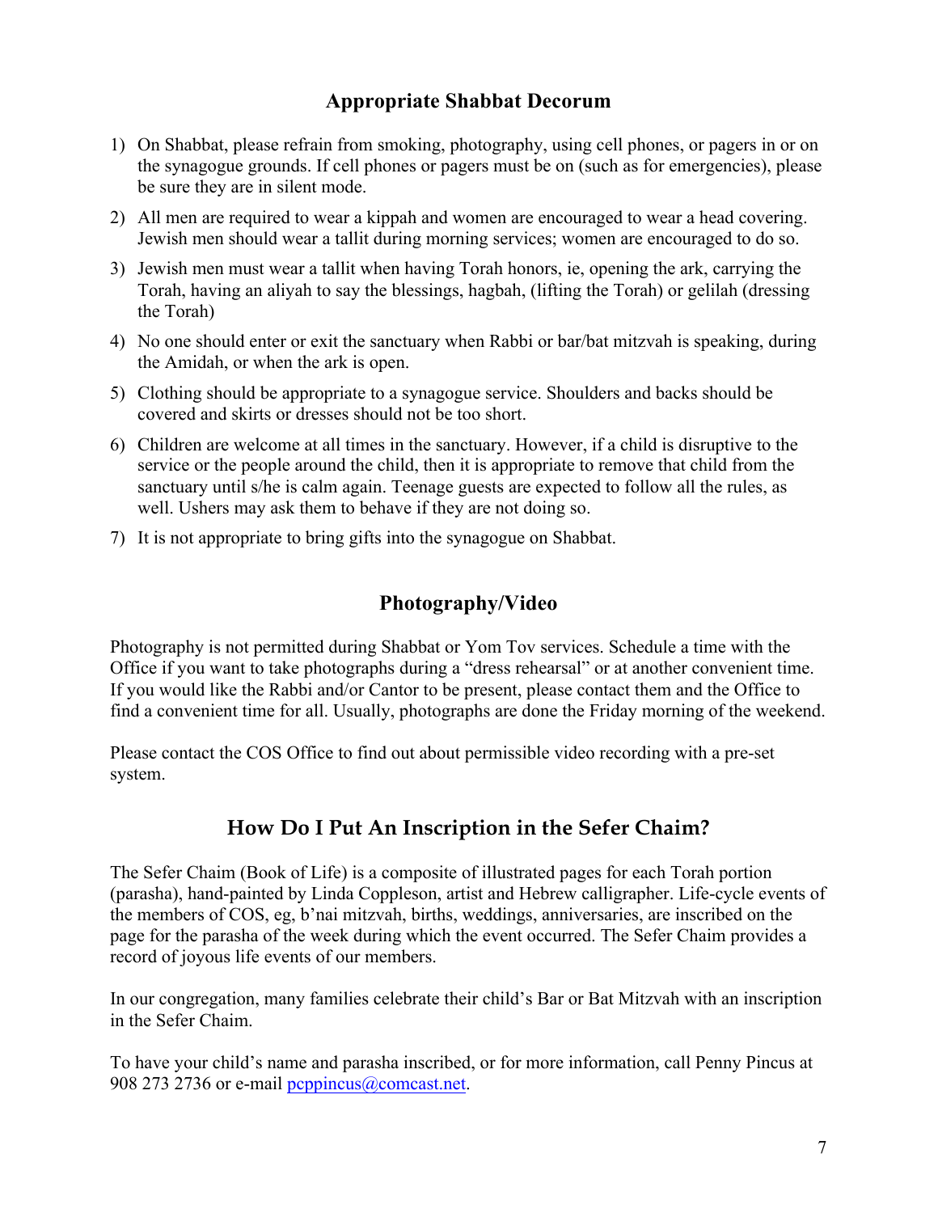## Appropriate Shabbat Decorum

1) On Shabbat, please refrain from smoking, photography, using cell phones, or pagers in or on the synagogue grounds. If cell phones or pagers must be on (such as for emergencies), please be sure they are in silent mode.
2) All men are required to wear a kippah and women are encouraged to wear a head covering. Jewish men should wear a tallit during morning services; women are encouraged to do so.
3) Jewish men must wear a tallit when having Torah honors, ie, opening the ark, carrying the Torah, having an aliyah to say the blessings, hagbah, (lifting the Torah) or gelilah (dressing the Torah)
4) No one should enter or exit the sanctuary when Rabbi or bar/bat mitzvah is speaking, during the Amidah, or when the ark is open.
5) Clothing should be appropriate to a synagogue service. Shoulders and backs should be covered and skirts or dresses should not be too short.
6) Children are welcome at all times in the sanctuary. However, if a child is disruptive to the service or the people around the child, then it is appropriate to remove that child from the sanctuary until s/he is calm again. Teenage guests are expected to follow all the rules, as well. Ushers may ask them to behave if they are not doing so.
7) It is not appropriate to bring gifts into the synagogue on Shabbat.

## Photography/Video

Photography is not permitted during Shabbat or Yom Tov services. Schedule a time with the Office if you want to take photographs during a "dress rehearsal" or at another convenient time. If you would like the Rabbi and/or Cantor to be present, please contact them and the Office to find a convenient time for all. Usually, photographs are done the Friday morning of the weekend.

Please contact the COS Office to find out about permissible video recording with a pre-set system.

## How Do I Put An Inscription in the Sefer Chaim?

The Sefer Chaim (Book of Life) is a composite of illustrated pages for each Torah portion (parasha), hand-painted by Linda Coppleson, artist and Hebrew calligrapher. Life-cycle events of the members of COS, eg, b'nai mitzvah, births, weddings, anniversaries, are inscribed on the page for the parasha of the week during which the event occurred. The Sefer Chaim provides a record of joyous life events of our members.

In our congregation, many families celebrate their child's Bar or Bat Mitzvah with an inscription in the Sefer Chaim.

To have your child's name and parasha inscribed, or for more information, call Penny Pincus at 908 273 2736 or e-mail pcppincus@comcast.net.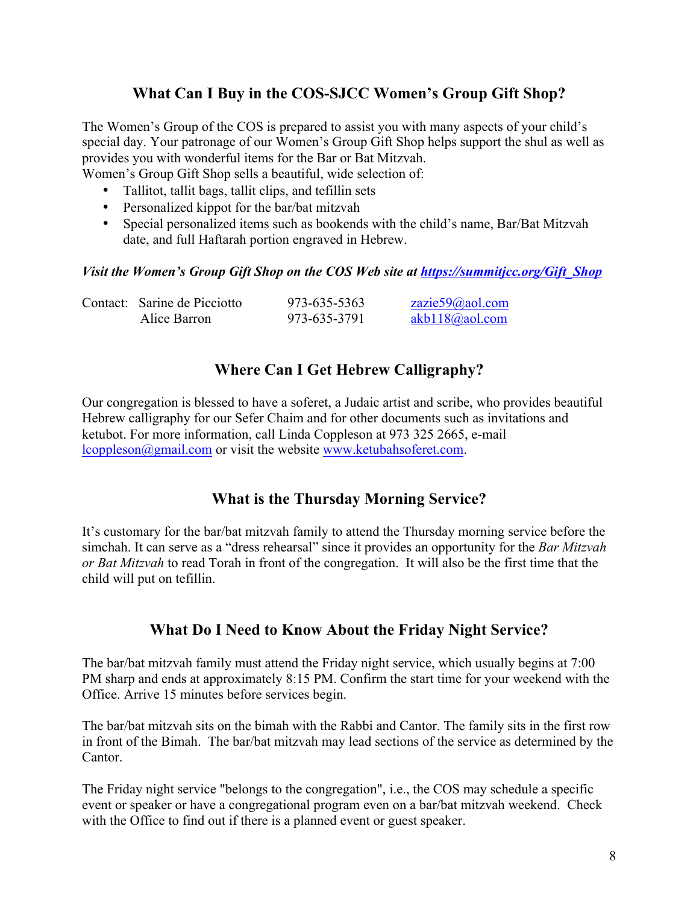## What Can I Buy in the COS-SJCC Women's Group Gift Shop?

The Women's Group of the COS is prepared to assist you with many aspects of your child's special day. Your patronage of our Women's Group Gift Shop helps support the shul as well as provides you with wonderful items for the Bar or Bat Mitzvah.
Women's Group Gift Shop sells a beautiful, wide selection of:

- Tallitot, tallit bags, tallit clips, and tefillin sets
- Personalized kippot for the bar/bat mitzvah
- Special personalized items such as bookends with the child's name, Bar/Bat Mitzvah date, and full Haftarah portion engraved in Hebrew.

***Visit the Women's Group Gift Shop on the COS Web site at https://summitjcc.org/Gift_Shop***

| Contact: | | | |
|---|---|---|---|
| | Sarine de Picciotto | 973-635-5363 | zazie59@aol.com |
| | Alice Barron | 973-635-3791 | akb118@aol.com |

## Where Can I Get Hebrew Calligraphy?

Our congregation is blessed to have a soferet, a Judaic artist and scribe, who provides beautiful Hebrew calligraphy for our Sefer Chaim and for other documents such as invitations and ketubot. For more information, call Linda Coppleson at 973 325 2665, e-mail lcoppleson@gmail.com or visit the website www.ketubahsoferet.com.

## What is the Thursday Morning Service?

It's customary for the bar/bat mitzvah family to attend the Thursday morning service before the simchah. It can serve as a "dress rehearsal" since it provides an opportunity for the *Bar Mitzvah or Bat Mitzvah* to read Torah in front of the congregation. It will also be the first time that the child will put on tefillin.

## What Do I Need to Know About the Friday Night Service?

The bar/bat mitzvah family must attend the Friday night service, which usually begins at 7:00 PM sharp and ends at approximately 8:15 PM. Confirm the start time for your weekend with the Office. Arrive 15 minutes before services begin.

The bar/bat mitzvah sits on the bimah with the Rabbi and Cantor. The family sits in the first row in front of the Bimah. The bar/bat mitzvah may lead sections of the service as determined by the Cantor.

The Friday night service "belongs to the congregation", i.e., the COS may schedule a specific event or speaker or have a congregational program even on a bar/bat mitzvah weekend. Check with the Office to find out if there is a planned event or guest speaker.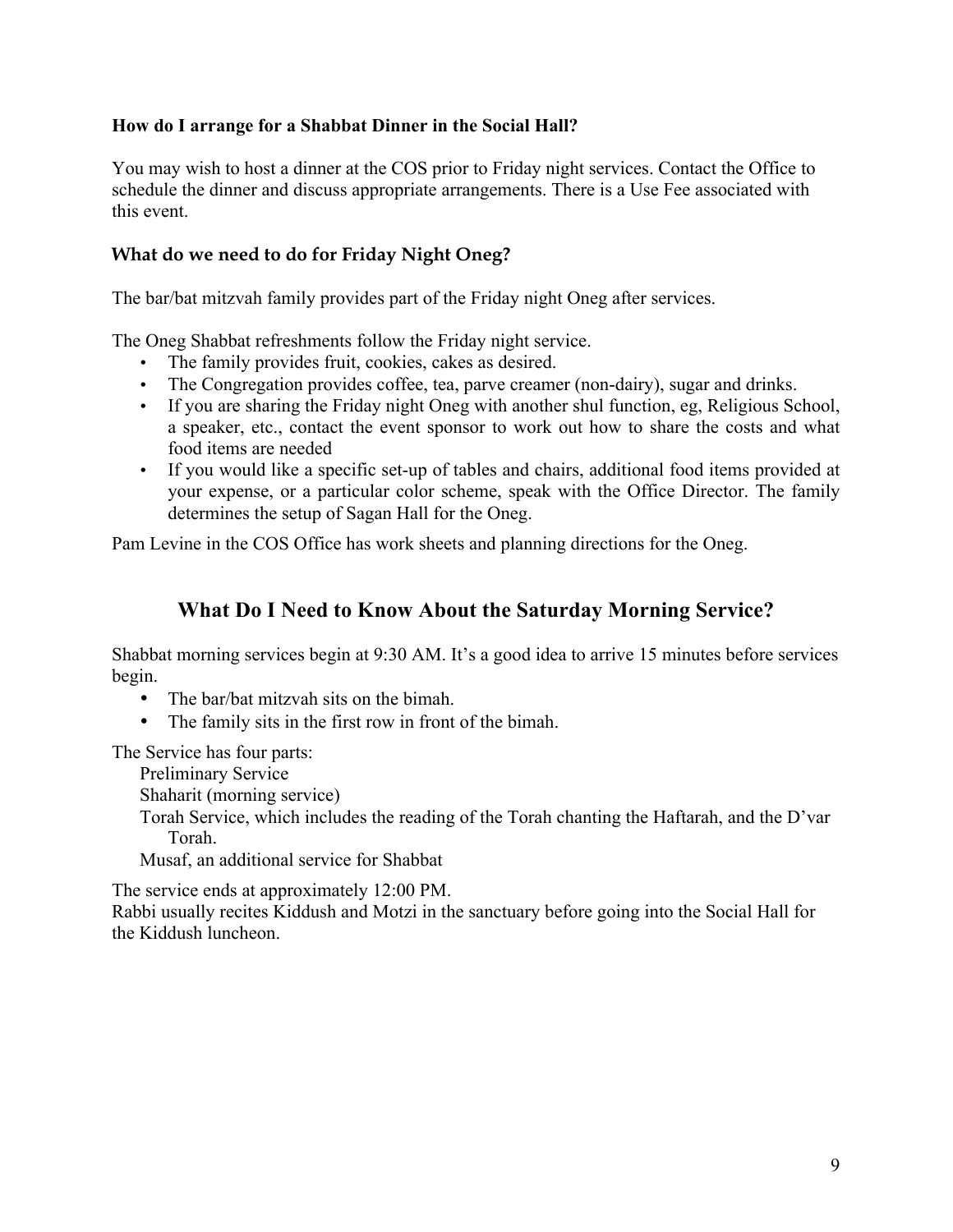### How do I arrange for a Shabbat Dinner in the Social Hall?

You may wish to host a dinner at the COS prior to Friday night services. Contact the Office to schedule the dinner and discuss appropriate arrangements. There is a Use Fee associated with this event.

### What do we need to do for Friday Night Oneg?

The bar/bat mitzvah family provides part of the Friday night Oneg after services.

The Oneg Shabbat refreshments follow the Friday night service.

- The family provides fruit, cookies, cakes as desired.
- The Congregation provides coffee, tea, parve creamer (non-dairy), sugar and drinks.
- If you are sharing the Friday night Oneg with another shul function, eg, Religious School, a speaker, etc., contact the event sponsor to work out how to share the costs and what food items are needed
- If you would like a specific set-up of tables and chairs, additional food items provided at your expense, or a particular color scheme, speak with the Office Director. The family determines the setup of Sagan Hall for the Oneg.

Pam Levine in the COS Office has work sheets and planning directions for the Oneg.

## What Do I Need to Know About the Saturday Morning Service?

Shabbat morning services begin at 9:30 AM. It's a good idea to arrive 15 minutes before services begin.

- The bar/bat mitzvah sits on the bimah.
- The family sits in the first row in front of the bimah.

The Service has four parts:

Preliminary Service

Shaharit (morning service)

Torah Service, which includes the reading of the Torah chanting the Haftarah, and the D'var Torah.

Musaf, an additional service for Shabbat

The service ends at approximately 12:00 PM.
Rabbi usually recites Kiddush and Motzi in the sanctuary before going into the Social Hall for the Kiddush luncheon.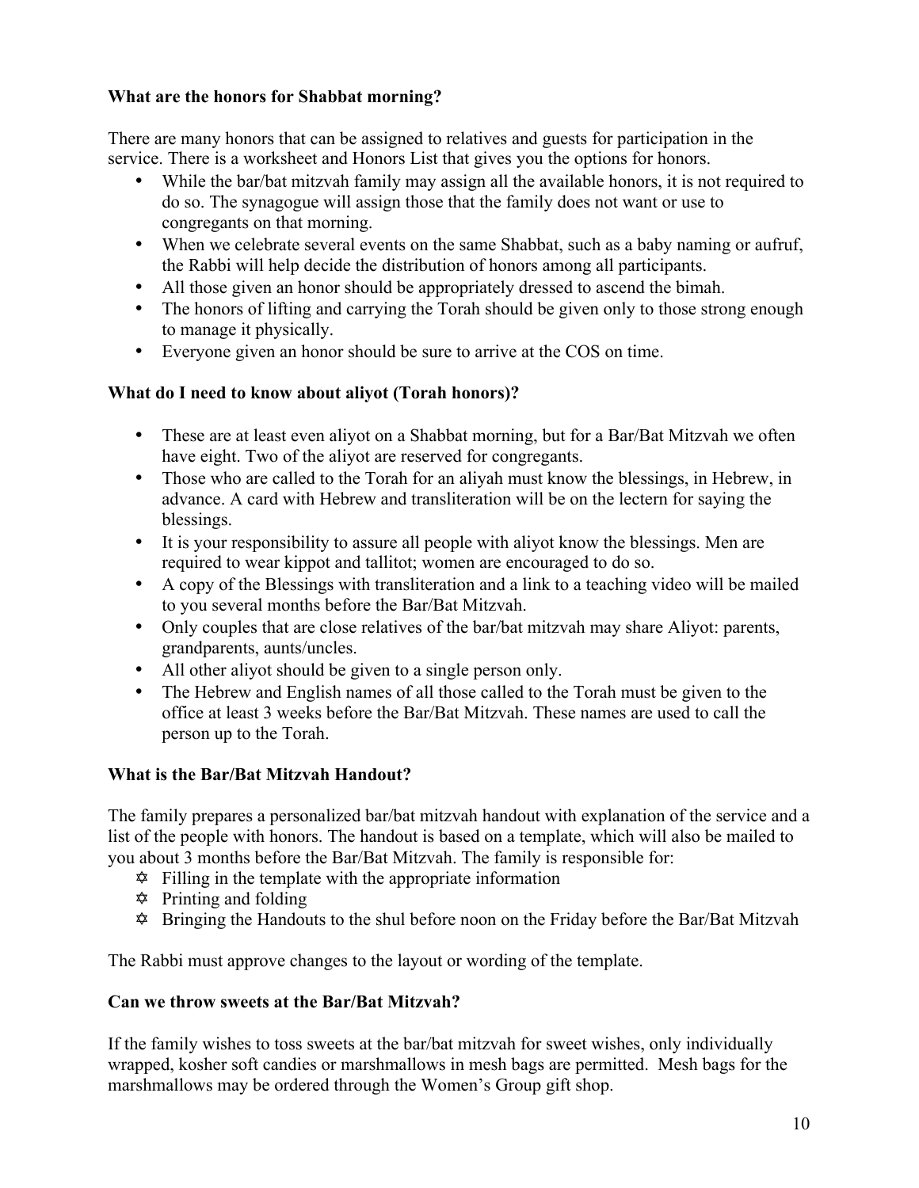**What are the honors for Shabbat morning?**

There are many honors that can be assigned to relatives and guests for participation in the service. There is a worksheet and Honors List that gives you the options for honors.

- While the bar/bat mitzvah family may assign all the available honors, it is not required to do so. The synagogue will assign those that the family does not want or use to congregants on that morning.
- When we celebrate several events on the same Shabbat, such as a baby naming or aufruf, the Rabbi will help decide the distribution of honors among all participants.
- All those given an honor should be appropriately dressed to ascend the bimah.
- The honors of lifting and carrying the Torah should be given only to those strong enough to manage it physically.
- Everyone given an honor should be sure to arrive at the COS on time.

**What do I need to know about aliyot (Torah honors)?**

- These are at least even aliyot on a Shabbat morning, but for a Bar/Bat Mitzvah we often have eight. Two of the aliyot are reserved for congregants.
- Those who are called to the Torah for an aliyah must know the blessings, in Hebrew, in advance. A card with Hebrew and transliteration will be on the lectern for saying the blessings.
- It is your responsibility to assure all people with aliyot know the blessings. Men are required to wear kippot and tallitot; women are encouraged to do so.
- A copy of the Blessings with transliteration and a link to a teaching video will be mailed to you several months before the Bar/Bat Mitzvah.
- Only couples that are close relatives of the bar/bat mitzvah may share Aliyot: parents, grandparents, aunts/uncles.
- All other aliyot should be given to a single person only.
- The Hebrew and English names of all those called to the Torah must be given to the office at least 3 weeks before the Bar/Bat Mitzvah. These names are used to call the person up to the Torah.

**What is the Bar/Bat Mitzvah Handout?**

The family prepares a personalized bar/bat mitzvah handout with explanation of the service and a list of the people with honors. The handout is based on a template, which will also be mailed to you about 3 months before the Bar/Bat Mitzvah. The family is responsible for:

- ✡ Filling in the template with the appropriate information
- ✡ Printing and folding
- ✡ Bringing the Handouts to the shul before noon on the Friday before the Bar/Bat Mitzvah

The Rabbi must approve changes to the layout or wording of the template.

**Can we throw sweets at the Bar/Bat Mitzvah?**

If the family wishes to toss sweets at the bar/bat mitzvah for sweet wishes, only individually wrapped, kosher soft candies or marshmallows in mesh bags are permitted. Mesh bags for the marshmallows may be ordered through the Women's Group gift shop.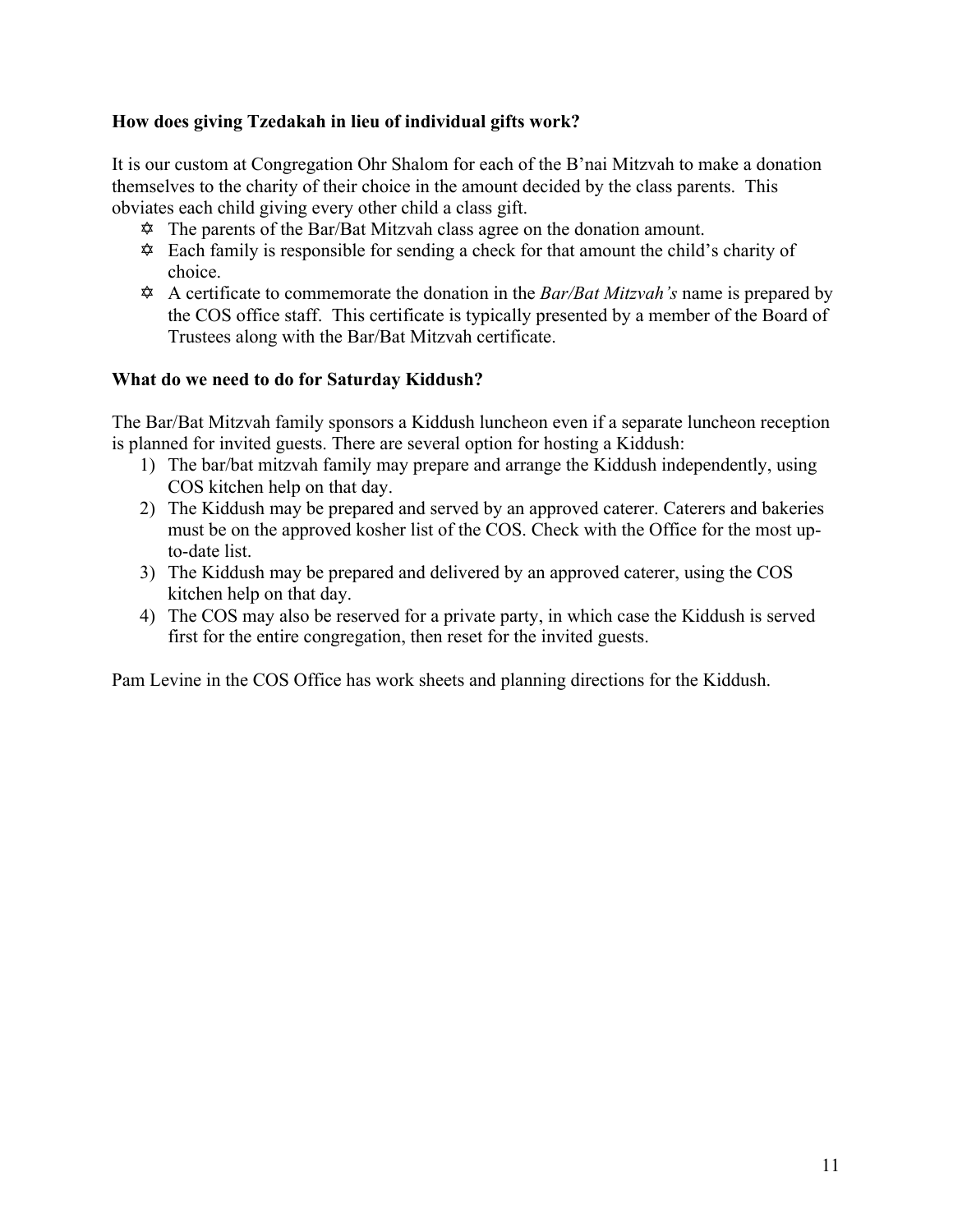**How does giving Tzedakah in lieu of individual gifts work?**

It is our custom at Congregation Ohr Shalom for each of the B'nai Mitzvah to make a donation themselves to the charity of their choice in the amount decided by the class parents. This obviates each child giving every other child a class gift.

- ✡ The parents of the Bar/Bat Mitzvah class agree on the donation amount.
- ✡ Each family is responsible for sending a check for that amount the child's charity of choice.
- ✡ A certificate to commemorate the donation in the *Bar/Bat Mitzvah's* name is prepared by the COS office staff. This certificate is typically presented by a member of the Board of Trustees along with the Bar/Bat Mitzvah certificate.

**What do we need to do for Saturday Kiddush?**

The Bar/Bat Mitzvah family sponsors a Kiddush luncheon even if a separate luncheon reception is planned for invited guests. There are several option for hosting a Kiddush:

1) The bar/bat mitzvah family may prepare and arrange the Kiddush independently, using COS kitchen help on that day.
2) The Kiddush may be prepared and served by an approved caterer. Caterers and bakeries must be on the approved kosher list of the COS. Check with the Office for the most up-to-date list.
3) The Kiddush may be prepared and delivered by an approved caterer, using the COS kitchen help on that day.
4) The COS may also be reserved for a private party, in which case the Kiddush is served first for the entire congregation, then reset for the invited guests.

Pam Levine in the COS Office has work sheets and planning directions for the Kiddush.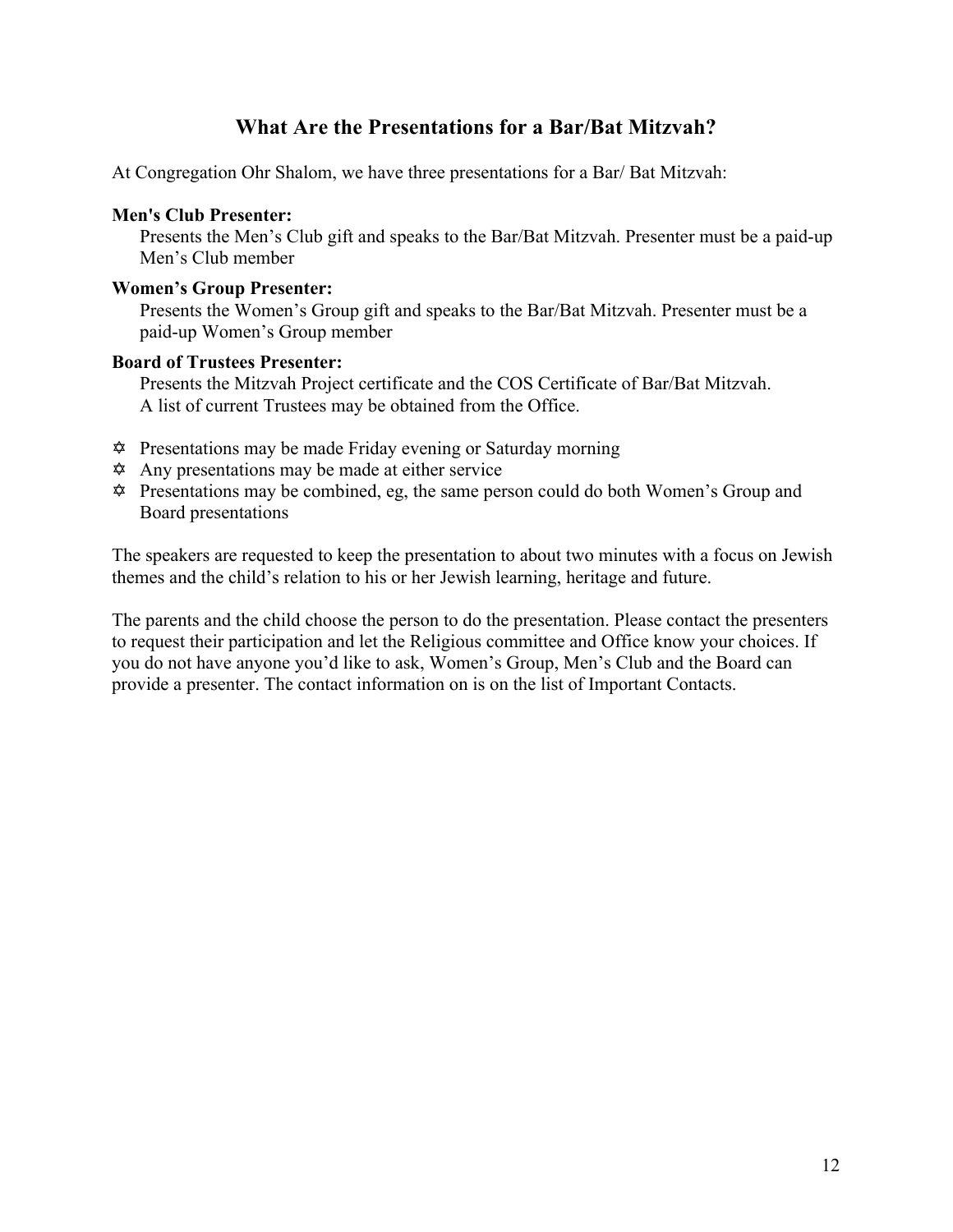## What Are the Presentations for a Bar/Bat Mitzvah?

At Congregation Ohr Shalom, we have three presentations for a Bar/ Bat Mitzvah:

**Men's Club Presenter:**
Presents the Men's Club gift and speaks to the Bar/Bat Mitzvah. Presenter must be a paid-up Men's Club member

**Women's Group Presenter:**
Presents the Women's Group gift and speaks to the Bar/Bat Mitzvah. Presenter must be a paid-up Women's Group member

**Board of Trustees Presenter:**
Presents the Mitzvah Project certificate and the COS Certificate of Bar/Bat Mitzvah. A list of current Trustees may be obtained from the Office.

- ✡ Presentations may be made Friday evening or Saturday morning
- ✡ Any presentations may be made at either service
- ✡ Presentations may be combined, eg, the same person could do both Women's Group and Board presentations

The speakers are requested to keep the presentation to about two minutes with a focus on Jewish themes and the child's relation to his or her Jewish learning, heritage and future.

The parents and the child choose the person to do the presentation. Please contact the presenters to request their participation and let the Religious committee and Office know your choices. If you do not have anyone you'd like to ask, Women's Group, Men's Club and the Board can provide a presenter. The contact information on is on the list of Important Contacts.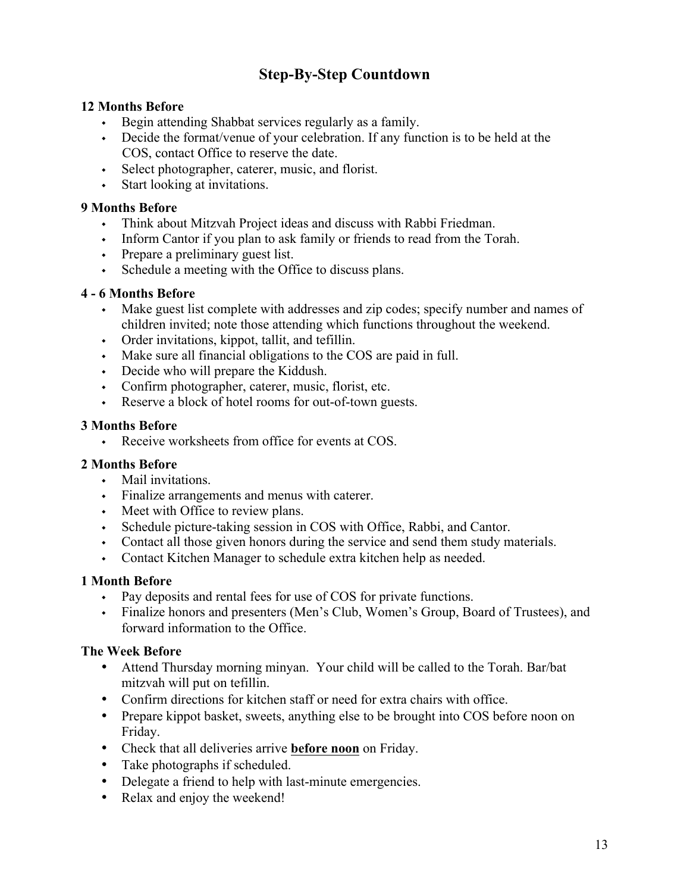# Step-By-Step Countdown

**12 Months Before**

- Begin attending Shabbat services regularly as a family.
- Decide the format/venue of your celebration. If any function is to be held at the COS, contact Office to reserve the date.
- Select photographer, caterer, music, and florist.
- Start looking at invitations.

**9 Months Before**

- Think about Mitzvah Project ideas and discuss with Rabbi Friedman.
- Inform Cantor if you plan to ask family or friends to read from the Torah.
- Prepare a preliminary guest list.
- Schedule a meeting with the Office to discuss plans.

**4 - 6 Months Before**

- Make guest list complete with addresses and zip codes; specify number and names of children invited; note those attending which functions throughout the weekend.
- Order invitations, kippot, tallit, and tefillin.
- Make sure all financial obligations to the COS are paid in full.
- Decide who will prepare the Kiddush.
- Confirm photographer, caterer, music, florist, etc.
- Reserve a block of hotel rooms for out-of-town guests.

**3 Months Before**

- Receive worksheets from office for events at COS.

**2 Months Before**

- Mail invitations.
- Finalize arrangements and menus with caterer.
- Meet with Office to review plans.
- Schedule picture-taking session in COS with Office, Rabbi, and Cantor.
- Contact all those given honors during the service and send them study materials.
- Contact Kitchen Manager to schedule extra kitchen help as needed.

**1 Month Before**

- Pay deposits and rental fees for use of COS for private functions.
- Finalize honors and presenters (Men's Club, Women's Group, Board of Trustees), and forward information to the Office.

**The Week Before**

- Attend Thursday morning minyan. Your child will be called to the Torah. Bar/bat mitzvah will put on tefillin.
- Confirm directions for kitchen staff or need for extra chairs with office.
- Prepare kippot basket, sweets, anything else to be brought into COS before noon on Friday.
- Check that all deliveries arrive **before noon** on Friday.
- Take photographs if scheduled.
- Delegate a friend to help with last-minute emergencies.
- Relax and enjoy the weekend!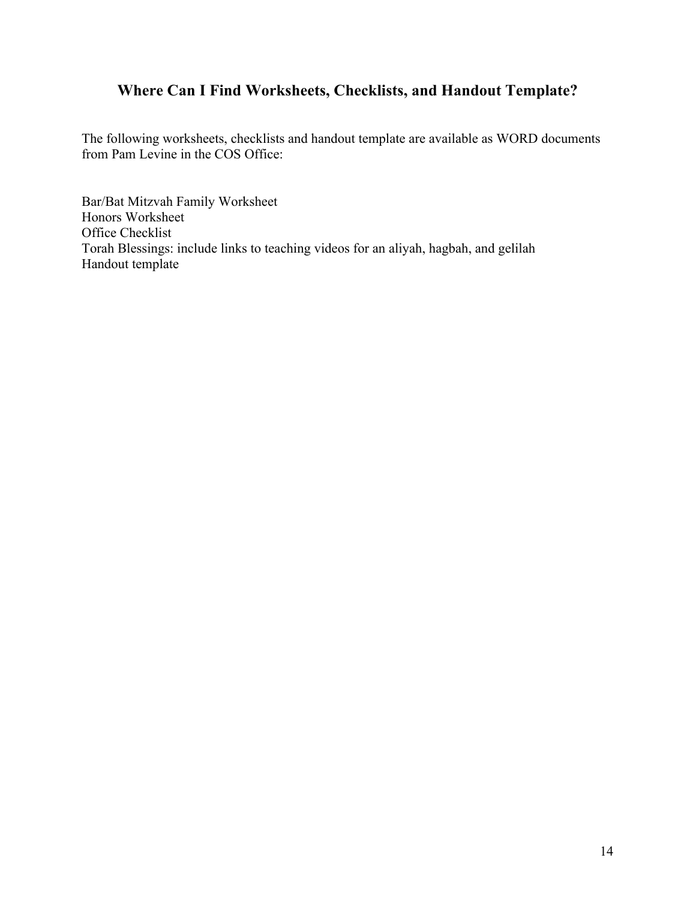## Where Can I Find Worksheets, Checklists, and Handout Template?

The following worksheets, checklists and handout template are available as WORD documents from Pam Levine in the COS Office:

Bar/Bat Mitzvah Family Worksheet
Honors Worksheet
Office Checklist
Torah Blessings: include links to teaching videos for an aliyah, hagbah, and gelilah
Handout template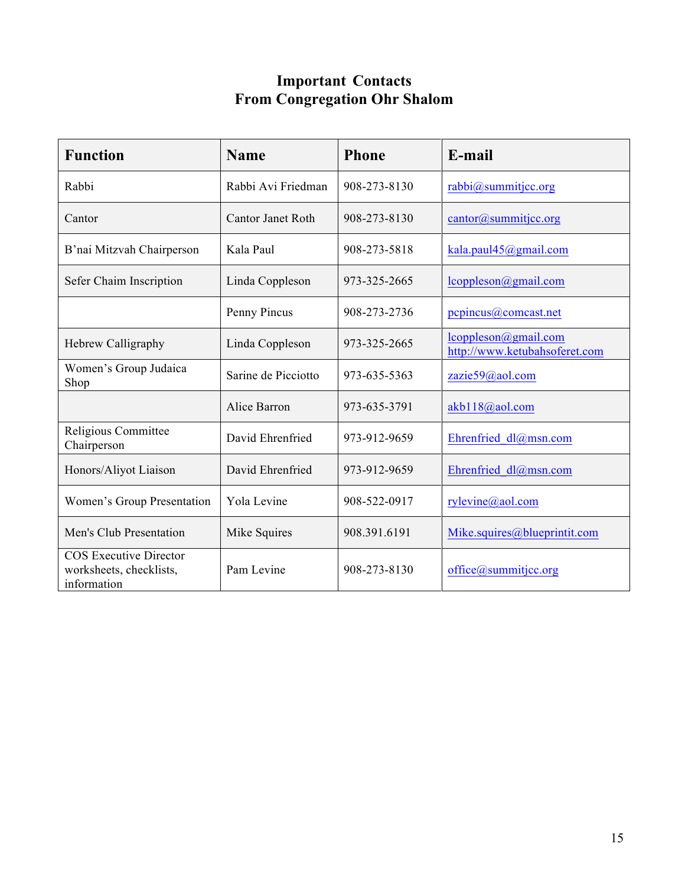# Important Contacts
## From Congregation Ohr Shalom

| Function | Name | Phone | E-mail |
|---|---|---|---|
| Rabbi | Rabbi Avi Friedman | 908-273-8130 | rabbi@summitjcc.org |
| Cantor | Cantor Janet Roth | 908-273-8130 | cantor@summitjcc.org |
| B'nai Mitzvah Chairperson | Kala Paul | 908-273-5818 | kala.paul45@gmail.com |
| Sefer Chaim Inscription | Linda Coppleson | 973-325-2665 | lcoppleson@gmail.com |
| | Penny Pincus | 908-273-2736 | pcpincus@comcast.net |
| Hebrew Calligraphy | Linda Coppleson | 973-325-2665 | lcoppleson@gmail.com http://www.ketubahsoferet.com |
| Women's Group Judaica Shop | Sarine de Picciotto | 973-635-5363 | zazie59@aol.com |
| | Alice Barron | 973-635-3791 | akb118@aol.com |
| Religious Committee Chairperson | David Ehrenfried | 973-912-9659 | Ehrenfried_dl@msn.com |
| Honors/Aliyot Liaison | David Ehrenfried | 973-912-9659 | Ehrenfried_dl@msn.com |
| Women's Group Presentation | Yola Levine | 908-522-0917 | rylevine@aol.com |
| Men's Club Presentation | Mike Squires | 908.391.6191 | Mike.squires@blueprintit.com |
| COS Executive Director worksheets, checklists, information | Pam Levine | 908-273-8130 | office@summitjcc.org |